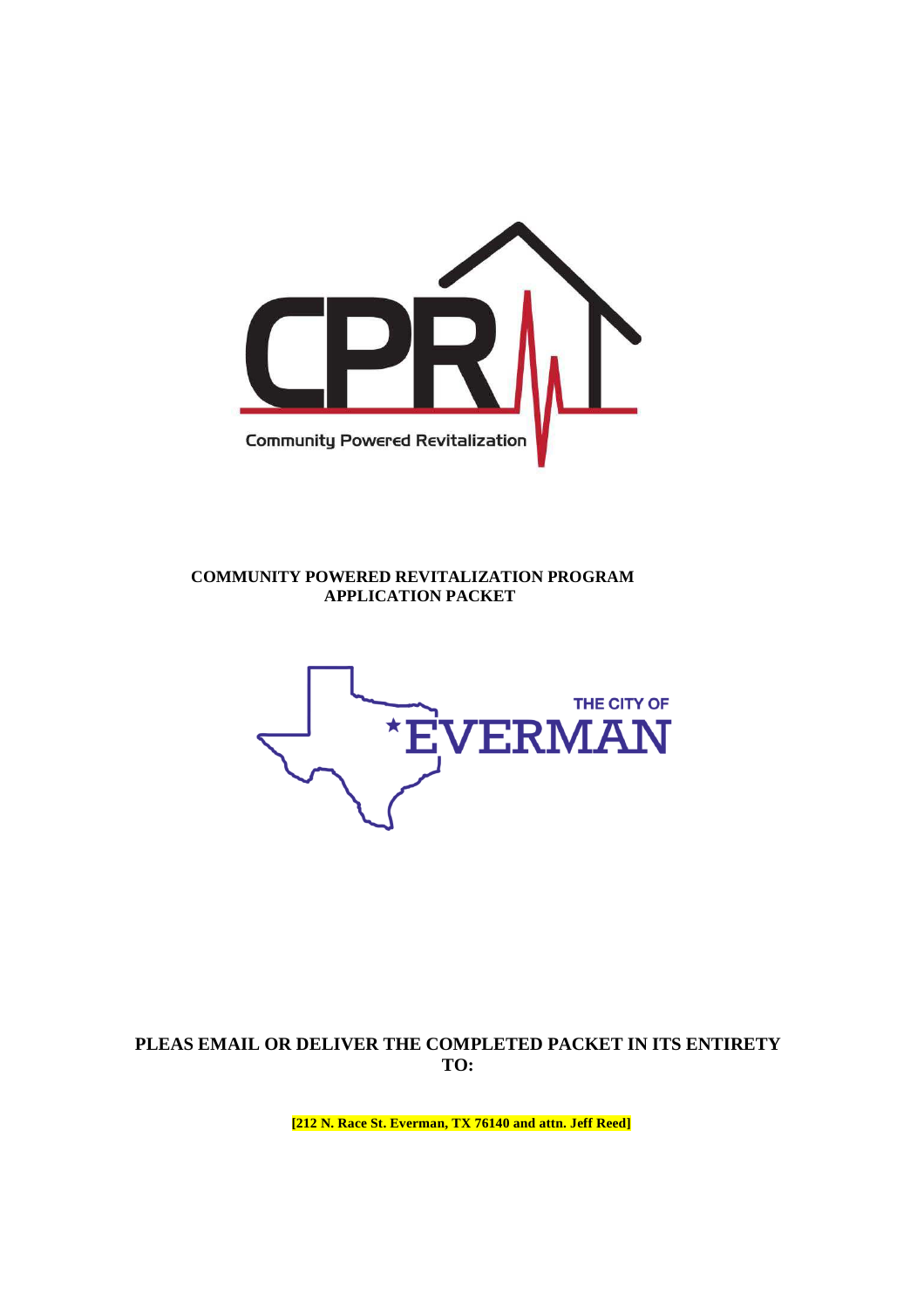CPR

Community Powered Revitalization

**COMMUNITY POWERED REVITALIZATION PROGRAM**
**APPLICATION PACKET**

THE CITY OF EVERMAN

**PLEAS EMAIL OR DELIVER THE COMPLETED PACKET IN ITS ENTIRETY TO:**

**[212 N. Race St. Everman, TX 76140 and attn. Jeff Reed]**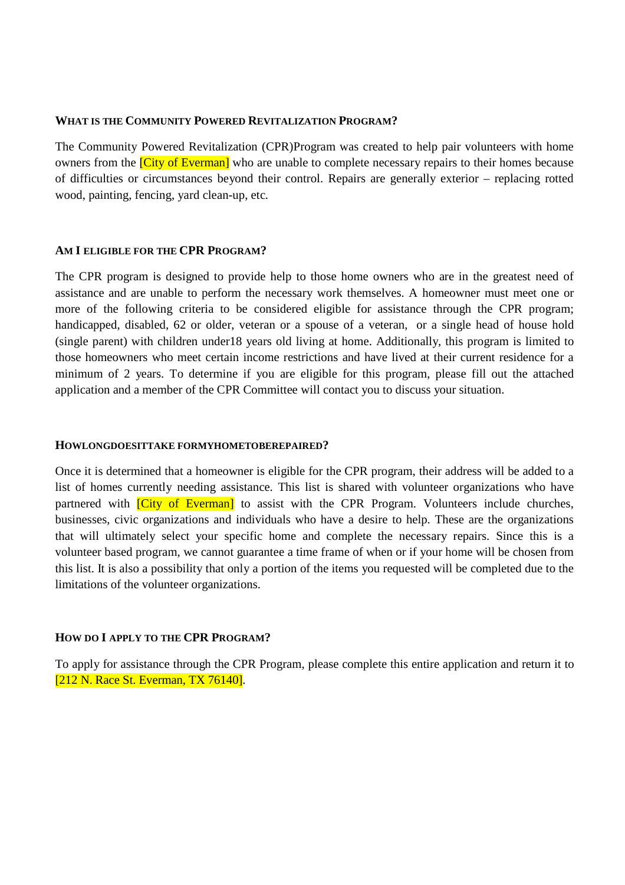### WHAT IS THE COMMUNITY POWERED REVITALIZATION PROGRAM?

The Community Powered Revitalization (CPR)Program was created to help pair volunteers with home owners from the [City of Everman] who are unable to complete necessary repairs to their homes because of difficulties or circumstances beyond their control. Repairs are generally exterior – replacing rotted wood, painting, fencing, yard clean-up, etc.

### AM I ELIGIBLE FOR THE CPR PROGRAM?

The CPR program is designed to provide help to those home owners who are in the greatest need of assistance and are unable to perform the necessary work themselves. A homeowner must meet one or more of the following criteria to be considered eligible for assistance through the CPR program; handicapped, disabled, 62 or older, veteran or a spouse of a veteran, or a single head of house hold (single parent) with children under18 years old living at home. Additionally, this program is limited to those homeowners who meet certain income restrictions and have lived at their current residence for a minimum of 2 years. To determine if you are eligible for this program, please fill out the attached application and a member of the CPR Committee will contact you to discuss your situation.

### HOWLONGDOESITTAKE FORMYHOMETOBEREPAIRED?

Once it is determined that a homeowner is eligible for the CPR program, their address will be added to a list of homes currently needing assistance. This list is shared with volunteer organizations who have partnered with [City of Everman] to assist with the CPR Program. Volunteers include churches, businesses, civic organizations and individuals who have a desire to help. These are the organizations that will ultimately select your specific home and complete the necessary repairs. Since this is a volunteer based program, we cannot guarantee a time frame of when or if your home will be chosen from this list. It is also a possibility that only a portion of the items you requested will be completed due to the limitations of the volunteer organizations.

### HOW DO I APPLY TO THE CPR PROGRAM?

To apply for assistance through the CPR Program, please complete this entire application and return it to [212 N. Race St. Everman, TX 76140].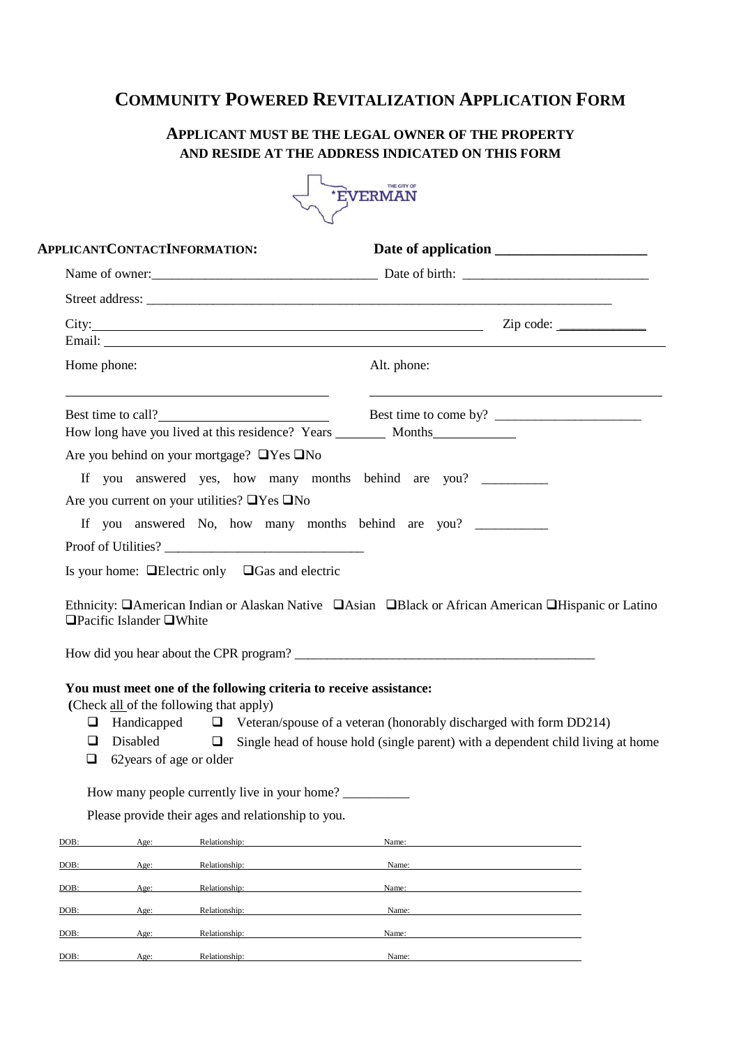# COMMUNITY POWERED REVITALIZATION APPLICATION FORM

### APPLICANT MUST BE THE LEGAL OWNER OF THE PROPERTY AND RESIDE AT THE ADDRESS INDICATED ON THIS FORM

THE CITY OF EVERMAN

**APPLICANT CONTACT INFORMATION:** **Date of application \_\_\_\_\_\_\_\_\_\_\_\_\_\_\_\_\_\_\_\_\_\_**

Name of owner: \_\_\_\_\_\_\_\_\_\_\_\_\_\_\_\_\_\_\_\_\_\_\_\_\_\_\_\_\_\_\_\_\_\_ Date of birth: \_\_\_\_\_\_\_\_\_\_\_\_\_\_\_\_\_\_\_\_\_\_\_\_\_\_\_\_\_

Street address: \_\_\_\_\_\_\_\_\_\_\_\_\_\_\_\_\_\_\_\_\_\_\_\_\_\_\_\_\_\_\_\_\_\_\_\_\_\_\_\_\_\_\_\_\_\_\_\_\_\_\_\_\_\_\_\_\_\_\_\_\_\_\_\_\_\_\_\_\_\_\_\_\_\_

City: \_\_\_\_\_\_\_\_\_\_\_\_\_\_\_\_\_\_\_\_\_\_\_\_\_\_\_\_\_\_\_\_\_\_\_\_\_\_\_\_\_\_\_\_\_\_\_\_\_\_\_\_\_\_\_\_\_\_\_\_\_\_ Zip code: \_\_\_\_\_\_\_\_\_\_\_\_\_

Email: \_\_\_\_\_\_\_\_\_\_\_\_\_\_\_\_\_\_\_\_\_\_\_\_\_\_\_\_\_\_\_\_\_\_\_\_\_\_\_\_\_\_\_\_\_\_\_\_\_\_\_\_\_\_\_\_\_\_\_\_\_\_\_\_\_\_\_\_\_\_\_\_\_\_\_\_\_\_\_\_

Home phone: \_\_\_\_\_\_\_\_\_\_\_\_\_\_\_\_\_\_\_\_\_\_\_\_\_\_\_\_\_\_\_\_\_\_\_\_\_\_ Alt. phone: \_\_\_\_\_\_\_\_\_\_\_\_\_\_\_\_\_\_\_\_\_\_\_\_\_\_\_\_\_\_\_\_\_\_\_\_\_\_\_\_\_\_\_

Best time to call? \_\_\_\_\_\_\_\_\_\_\_\_\_\_\_\_\_\_\_\_\_\_\_\_\_ Best time to come by? \_\_\_\_\_\_\_\_\_\_\_\_\_\_\_\_\_\_\_\_\_\_

How long have you lived at this residence? Years \_\_\_\_\_\_\_\_ Months \_\_\_\_\_\_\_\_\_\_\_\_

Are you behind on your mortgage? ❑Yes ❑No

If you answered yes, how many months behind are you? \_\_\_\_\_\_\_\_\_\_

Are you current on your utilities? ❑Yes ❑No

If you answered No, how many months behind are you? \_\_\_\_\_\_\_\_\_\_\_

Proof of Utilities? \_\_\_\_\_\_\_\_\_\_\_\_\_\_\_\_\_\_\_\_\_\_\_\_\_\_\_\_\_\_

Is your home: ❑Electric only ❑Gas and electric

Ethnicity: ❑American Indian or Alaskan Native ❑Asian ❑Black or African American ❑Hispanic or Latino ❑Pacific Islander ❑White

How did you hear about the CPR program? \_\_\_\_\_\_\_\_\_\_\_\_\_\_\_\_\_\_\_\_\_\_\_\_\_\_\_\_\_\_\_\_\_\_\_\_\_\_\_\_\_\_\_\_\_\_\_

**You must meet one of the following criteria to receive assistance:**

**(**Check all of the following that apply)

- ❑ Handicapped
- ❑ Veteran/spouse of a veteran (honorably discharged with form DD214)
- ❑ Disabled
- ❑ Single head of house hold (single parent) with a dependent child living at home
- ❑ 62years of age or older

How many people currently live in your home? \_\_\_\_\_\_\_\_\_\_

Please provide their ages and relationship to you.

| DOB: | Age: | Relationship: | Name: |
|---|---|---|---|
| DOB: | Age: | Relationship: | Name: |
| DOB: | Age: | Relationship: | Name: |
| DOB: | Age: | Relationship: | Name: |
| DOB: | Age: | Relationship: | Name: |
| DOB: | Age: | Relationship: | Name: |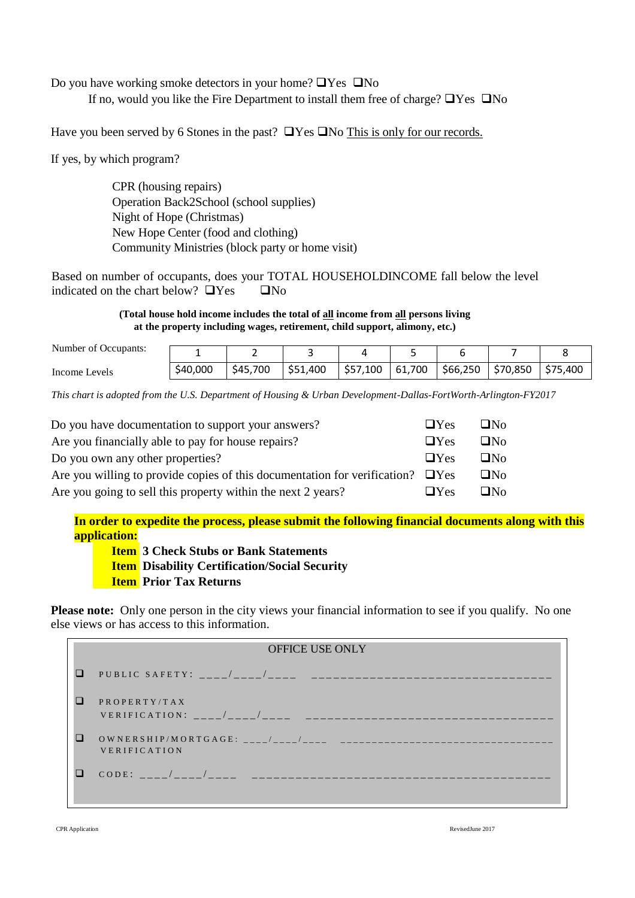Do you have working smoke detectors in your home? ❑Yes ❑No

If no, would you like the Fire Department to install them free of charge? ❑Yes ❑No

Have you been served by 6 Stones in the past? ❑Yes ❑No <u>This is only for our records.</u>

If yes, by which program?

- CPR (housing repairs)
- Operation Back2School (school supplies)
- Night of Hope (Christmas)
- New Hope Center (food and clothing)
- Community Ministries (block party or home visit)

Based on number of occupants, does your TOTAL HOUSEHOLDINCOME fall below the level indicated on the chart below? ❑Yes ❑No

**(Total house hold income includes the total of <u>all</u> income from <u>all</u> persons living at the property including wages, retirement, child support, alimony, etc.)**

| Number of Occupants: | 1 | 2 | 3 | 4 | 5 | 6 | 7 | 8 |
|---|---|---|---|---|---|---|---|---|
| Income Levels | $40,000 | $45,700 | $51,400 | $57,100 | 61,700 | $66,250 | $70,850 | $75,400 |

*This chart is adopted from the U.S. Department of Housing & Urban Development-Dallas-FortWorth-Arlington-FY2017*

| | | |
|---|---|---|
| Do you have documentation to support your answers? | ❑Yes | ❑No |
| Are you financially able to pay for house repairs? | ❑Yes | ❑No |
| Do you own any other properties? | ❑Yes | ❑No |
| Are you willing to provide copies of this documentation for verification? | ❑Yes | ❑No |
| Are you going to sell this property within the next 2 years? | ❑Yes | ❑No |

**In order to expedite the process, please submit the following financial documents along with this application:**

- **Item 3 Check Stubs or Bank Statements**
- **Item Disability Certification/Social Security**
- **Item Prior Tax Returns**

**Please note:** Only one person in the city views your financial information to see if you qualify. No one else views or has access to this information.

OFFICE USE ONLY

❑ PUBLIC SAFETY: ____/____/____ ________________________________

❑ PROPERTY/TAX VERIFICATION: ____/____/____ ________________________________

❑ OWNERSHIP/MORTGAGE: ____/____/____ VERIFICATION ________________________________

❑ CODE: ____/____/____ ________________________________

CPR Application RevisedJune 2017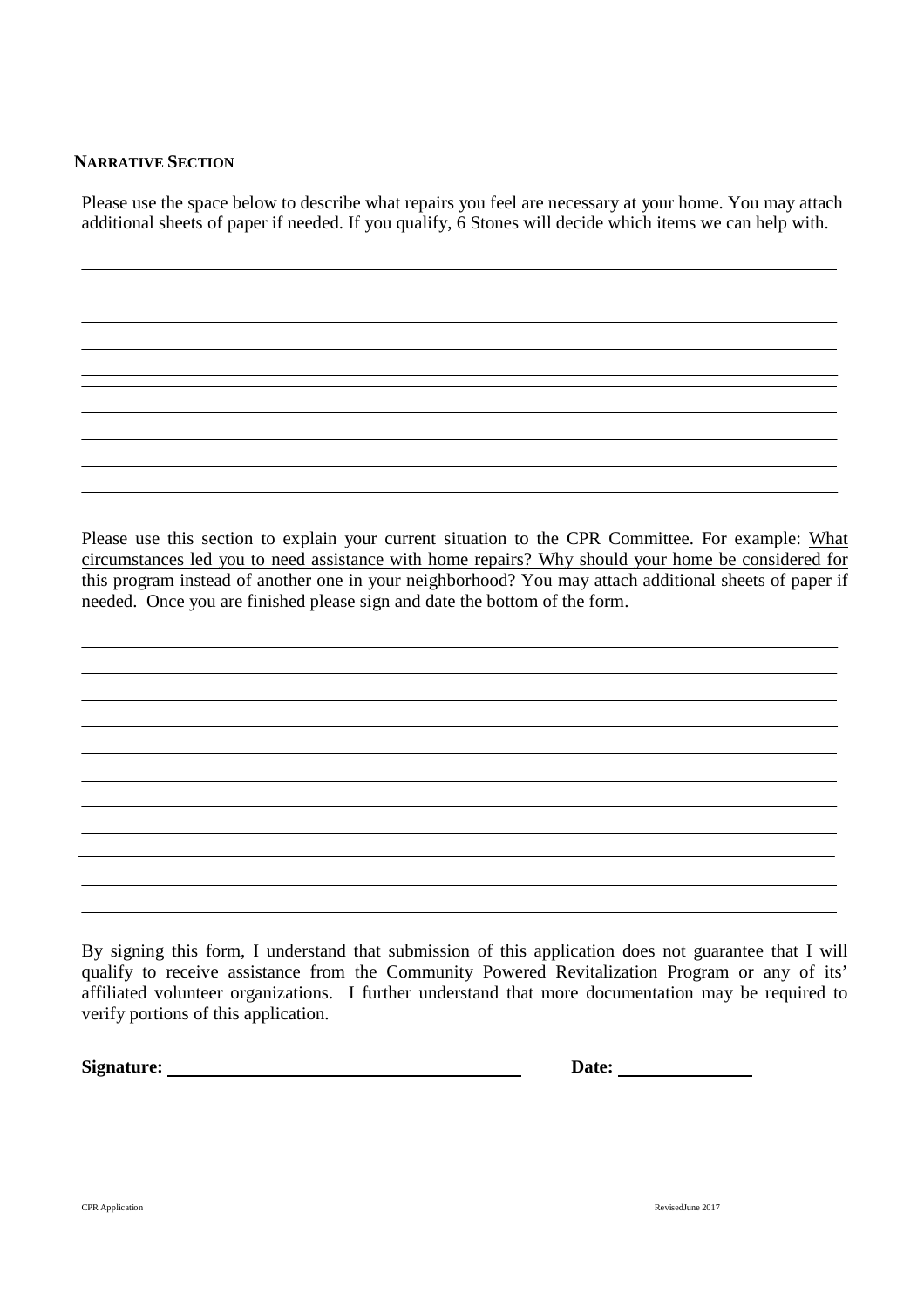## NARRATIVE SECTION

Please use the space below to describe what repairs you feel are necessary at your home. You may attach additional sheets of paper if needed. If you qualify, 6 Stones will decide which items we can help with.

\_\_\_\_\_\_\_\_\_\_\_\_\_\_\_\_\_\_\_\_\_\_\_\_\_\_\_\_\_\_\_\_\_\_\_\_\_\_\_\_\_\_\_\_\_\_\_\_\_\_\_\_\_\_\_\_\_\_\_\_\_\_\_\_\_\_\_\_\_\_\_\_\_\_\_\_\_\_

\_\_\_\_\_\_\_\_\_\_\_\_\_\_\_\_\_\_\_\_\_\_\_\_\_\_\_\_\_\_\_\_\_\_\_\_\_\_\_\_\_\_\_\_\_\_\_\_\_\_\_\_\_\_\_\_\_\_\_\_\_\_\_\_\_\_\_\_\_\_\_\_\_\_\_\_\_\_

\_\_\_\_\_\_\_\_\_\_\_\_\_\_\_\_\_\_\_\_\_\_\_\_\_\_\_\_\_\_\_\_\_\_\_\_\_\_\_\_\_\_\_\_\_\_\_\_\_\_\_\_\_\_\_\_\_\_\_\_\_\_\_\_\_\_\_\_\_\_\_\_\_\_\_\_\_\_

\_\_\_\_\_\_\_\_\_\_\_\_\_\_\_\_\_\_\_\_\_\_\_\_\_\_\_\_\_\_\_\_\_\_\_\_\_\_\_\_\_\_\_\_\_\_\_\_\_\_\_\_\_\_\_\_\_\_\_\_\_\_\_\_\_\_\_\_\_\_\_\_\_\_\_\_\_\_

\_\_\_\_\_\_\_\_\_\_\_\_\_\_\_\_\_\_\_\_\_\_\_\_\_\_\_\_\_\_\_\_\_\_\_\_\_\_\_\_\_\_\_\_\_\_\_\_\_\_\_\_\_\_\_\_\_\_\_\_\_\_\_\_\_\_\_\_\_\_\_\_\_\_\_\_\_\_

\_\_\_\_\_\_\_\_\_\_\_\_\_\_\_\_\_\_\_\_\_\_\_\_\_\_\_\_\_\_\_\_\_\_\_\_\_\_\_\_\_\_\_\_\_\_\_\_\_\_\_\_\_\_\_\_\_\_\_\_\_\_\_\_\_\_\_\_\_\_\_\_\_\_\_\_\_\_

\_\_\_\_\_\_\_\_\_\_\_\_\_\_\_\_\_\_\_\_\_\_\_\_\_\_\_\_\_\_\_\_\_\_\_\_\_\_\_\_\_\_\_\_\_\_\_\_\_\_\_\_\_\_\_\_\_\_\_\_\_\_\_\_\_\_\_\_\_\_\_\_\_\_\_\_\_\_

\_\_\_\_\_\_\_\_\_\_\_\_\_\_\_\_\_\_\_\_\_\_\_\_\_\_\_\_\_\_\_\_\_\_\_\_\_\_\_\_\_\_\_\_\_\_\_\_\_\_\_\_\_\_\_\_\_\_\_\_\_\_\_\_\_\_\_\_\_\_\_\_\_\_\_\_\_\_

\_\_\_\_\_\_\_\_\_\_\_\_\_\_\_\_\_\_\_\_\_\_\_\_\_\_\_\_\_\_\_\_\_\_\_\_\_\_\_\_\_\_\_\_\_\_\_\_\_\_\_\_\_\_\_\_\_\_\_\_\_\_\_\_\_\_\_\_\_\_\_\_\_\_\_\_\_\_

\_\_\_\_\_\_\_\_\_\_\_\_\_\_\_\_\_\_\_\_\_\_\_\_\_\_\_\_\_\_\_\_\_\_\_\_\_\_\_\_\_\_\_\_\_\_\_\_\_\_\_\_\_\_\_\_\_\_\_\_\_\_\_\_\_\_\_\_\_\_\_\_\_\_\_\_\_\_

Please use this section to explain your current situation to the CPR Committee. For example: <u>What circumstances led you to need assistance with home repairs? Why should your home be considered for this program instead of another one in your neighborhood?</u> You may attach additional sheets of paper if needed. Once you are finished please sign and date the bottom of the form.

\_\_\_\_\_\_\_\_\_\_\_\_\_\_\_\_\_\_\_\_\_\_\_\_\_\_\_\_\_\_\_\_\_\_\_\_\_\_\_\_\_\_\_\_\_\_\_\_\_\_\_\_\_\_\_\_\_\_\_\_\_\_\_\_\_\_\_\_\_\_\_\_\_\_\_\_\_\_

\_\_\_\_\_\_\_\_\_\_\_\_\_\_\_\_\_\_\_\_\_\_\_\_\_\_\_\_\_\_\_\_\_\_\_\_\_\_\_\_\_\_\_\_\_\_\_\_\_\_\_\_\_\_\_\_\_\_\_\_\_\_\_\_\_\_\_\_\_\_\_\_\_\_\_\_\_\_

\_\_\_\_\_\_\_\_\_\_\_\_\_\_\_\_\_\_\_\_\_\_\_\_\_\_\_\_\_\_\_\_\_\_\_\_\_\_\_\_\_\_\_\_\_\_\_\_\_\_\_\_\_\_\_\_\_\_\_\_\_\_\_\_\_\_\_\_\_\_\_\_\_\_\_\_\_\_

\_\_\_\_\_\_\_\_\_\_\_\_\_\_\_\_\_\_\_\_\_\_\_\_\_\_\_\_\_\_\_\_\_\_\_\_\_\_\_\_\_\_\_\_\_\_\_\_\_\_\_\_\_\_\_\_\_\_\_\_\_\_\_\_\_\_\_\_\_\_\_\_\_\_\_\_\_\_

\_\_\_\_\_\_\_\_\_\_\_\_\_\_\_\_\_\_\_\_\_\_\_\_\_\_\_\_\_\_\_\_\_\_\_\_\_\_\_\_\_\_\_\_\_\_\_\_\_\_\_\_\_\_\_\_\_\_\_\_\_\_\_\_\_\_\_\_\_\_\_\_\_\_\_\_\_\_

\_\_\_\_\_\_\_\_\_\_\_\_\_\_\_\_\_\_\_\_\_\_\_\_\_\_\_\_\_\_\_\_\_\_\_\_\_\_\_\_\_\_\_\_\_\_\_\_\_\_\_\_\_\_\_\_\_\_\_\_\_\_\_\_\_\_\_\_\_\_\_\_\_\_\_\_\_\_

\_\_\_\_\_\_\_\_\_\_\_\_\_\_\_\_\_\_\_\_\_\_\_\_\_\_\_\_\_\_\_\_\_\_\_\_\_\_\_\_\_\_\_\_\_\_\_\_\_\_\_\_\_\_\_\_\_\_\_\_\_\_\_\_\_\_\_\_\_\_\_\_\_\_\_\_\_\_

\_\_\_\_\_\_\_\_\_\_\_\_\_\_\_\_\_\_\_\_\_\_\_\_\_\_\_\_\_\_\_\_\_\_\_\_\_\_\_\_\_\_\_\_\_\_\_\_\_\_\_\_\_\_\_\_\_\_\_\_\_\_\_\_\_\_\_\_\_\_\_\_\_\_\_\_\_\_

\_\_\_\_\_\_\_\_\_\_\_\_\_\_\_\_\_\_\_\_\_\_\_\_\_\_\_\_\_\_\_\_\_\_\_\_\_\_\_\_\_\_\_\_\_\_\_\_\_\_\_\_\_\_\_\_\_\_\_\_\_\_\_\_\_\_\_\_\_\_\_\_\_\_\_\_\_\_

\_\_\_\_\_\_\_\_\_\_\_\_\_\_\_\_\_\_\_\_\_\_\_\_\_\_\_\_\_\_\_\_\_\_\_\_\_\_\_\_\_\_\_\_\_\_\_\_\_\_\_\_\_\_\_\_\_\_\_\_\_\_\_\_\_\_\_\_\_\_\_\_\_\_\_\_\_\_

\_\_\_\_\_\_\_\_\_\_\_\_\_\_\_\_\_\_\_\_\_\_\_\_\_\_\_\_\_\_\_\_\_\_\_\_\_\_\_\_\_\_\_\_\_\_\_\_\_\_\_\_\_\_\_\_\_\_\_\_\_\_\_\_\_\_\_\_\_\_\_\_\_\_\_\_\_\_

By signing this form, I understand that submission of this application does not guarantee that I will qualify to receive assistance from the Community Powered Revitalization Program or any of its' affiliated volunteer organizations. I further understand that more documentation may be required to verify portions of this application.

**Signature:** \_\_\_\_\_\_\_\_\_\_\_\_\_\_\_\_\_\_\_\_\_\_\_\_\_\_\_\_\_\_\_\_\_\_\_\_ **Date:** \_\_\_\_\_\_\_\_\_\_\_\_\_\_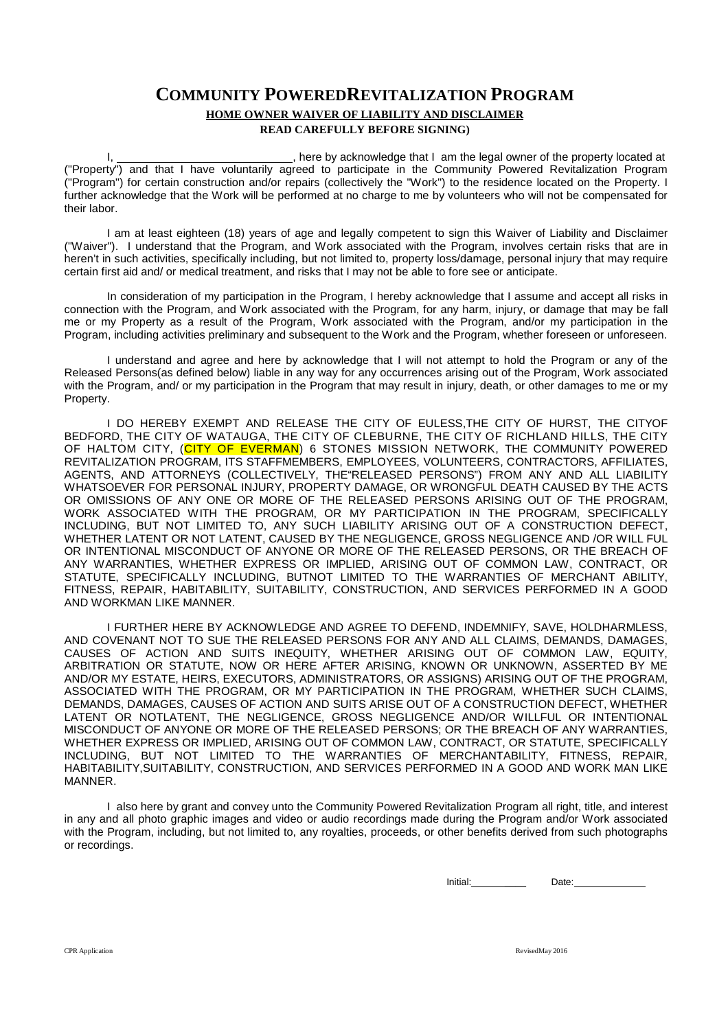# COMMUNITY POWEREDREVITALIZATION PROGRAM

**HOME OWNER WAIVER OF LIABILITY AND DISCLAIMER**

**READ CAREFULLY BEFORE SIGNING)**

I, ____________________________, here by acknowledge that I am the legal owner of the property located at ("Property") and that I have voluntarily agreed to participate in the Community Powered Revitalization Program ("Program") for certain construction and/or repairs (collectively the "Work") to the residence located on the Property. I further acknowledge that the Work will be performed at no charge to me by volunteers who will not be compensated for their labor.

I am at least eighteen (18) years of age and legally competent to sign this Waiver of Liability and Disclaimer ("Waiver"). I understand that the Program, and Work associated with the Program, involves certain risks that are in heren't in such activities, specifically including, but not limited to, property loss/damage, personal injury that may require certain first aid and/ or medical treatment, and risks that I may not be able to fore see or anticipate.

In consideration of my participation in the Program, I hereby acknowledge that I assume and accept all risks in connection with the Program, and Work associated with the Program, for any harm, injury, or damage that may be fall me or my Property as a result of the Program, Work associated with the Program, and/or my participation in the Program, including activities preliminary and subsequent to the Work and the Program, whether foreseen or unforeseen.

I understand and agree and here by acknowledge that I will not attempt to hold the Program or any of the Released Persons(as defined below) liable in any way for any occurrences arising out of the Program, Work associated with the Program, and/ or my participation in the Program that may result in injury, death, or other damages to me or my Property.

I DO HEREBY EXEMPT AND RELEASE THE CITY OF EULESS,THE CITY OF HURST, THE CITYOF BEDFORD, THE CITY OF WATAUGA, THE CITY OF CLEBURNE, THE CITY OF RICHLAND HILLS, THE CITY OF HALTOM CITY, (CITY OF EVERMAN) 6 STONES MISSION NETWORK, THE COMMUNITY POWERED REVITALIZATION PROGRAM, ITS STAFFMEMBERS, EMPLOYEES, VOLUNTEERS, CONTRACTORS, AFFILIATES, AGENTS, AND ATTORNEYS (COLLECTIVELY, THE"RELEASED PERSONS") FROM ANY AND ALL LIABILITY WHATSOEVER FOR PERSONAL INJURY, PROPERTY DAMAGE, OR WRONGFUL DEATH CAUSED BY THE ACTS OR OMISSIONS OF ANY ONE OR MORE OF THE RELEASED PERSONS ARISING OUT OF THE PROGRAM, WORK ASSOCIATED WITH THE PROGRAM, OR MY PARTICIPATION IN THE PROGRAM, SPECIFICALLY INCLUDING, BUT NOT LIMITED TO, ANY SUCH LIABILITY ARISING OUT OF A CONSTRUCTION DEFECT, WHETHER LATENT OR NOT LATENT, CAUSED BY THE NEGLIGENCE, GROSS NEGLIGENCE AND /OR WILL FUL OR INTENTIONAL MISCONDUCT OF ANYONE OR MORE OF THE RELEASED PERSONS, OR THE BREACH OF ANY WARRANTIES, WHETHER EXPRESS OR IMPLIED, ARISING OUT OF COMMON LAW, CONTRACT, OR STATUTE, SPECIFICALLY INCLUDING, BUTNOT LIMITED TO THE WARRANTIES OF MERCHANT ABILITY, FITNESS, REPAIR, HABITABILITY, SUITABILITY, CONSTRUCTION, AND SERVICES PERFORMED IN A GOOD AND WORKMAN LIKE MANNER.

I FURTHER HERE BY ACKNOWLEDGE AND AGREE TO DEFEND, INDEMNIFY, SAVE, HOLDHARMLESS, AND COVENANT NOT TO SUE THE RELEASED PERSONS FOR ANY AND ALL CLAIMS, DEMANDS, DAMAGES, CAUSES OF ACTION AND SUITS INEQUITY, WHETHER ARISING OUT OF COMMON LAW, EQUITY, ARBITRATION OR STATUTE, NOW OR HERE AFTER ARISING, KNOWN OR UNKNOWN, ASSERTED BY ME AND/OR MY ESTATE, HEIRS, EXECUTORS, ADMINISTRATORS, OR ASSIGNS) ARISING OUT OF THE PROGRAM, ASSOCIATED WITH THE PROGRAM, OR MY PARTICIPATION IN THE PROGRAM, WHETHER SUCH CLAIMS, DEMANDS, DAMAGES, CAUSES OF ACTION AND SUITS ARISE OUT OF A CONSTRUCTION DEFECT, WHETHER LATENT OR NOTLATENT, THE NEGLIGENCE, GROSS NEGLIGENCE AND/OR WILLFUL OR INTENTIONAL MISCONDUCT OF ANYONE OR MORE OF THE RELEASED PERSONS; OR THE BREACH OF ANY WARRANTIES, WHETHER EXPRESS OR IMPLIED, ARISING OUT OF COMMON LAW, CONTRACT, OR STATUTE, SPECIFICALLY INCLUDING, BUT NOT LIMITED TO THE WARRANTIES OF MERCHANTABILITY, FITNESS, REPAIR, HABITABILITY,SUITABILITY, CONSTRUCTION, AND SERVICES PERFORMED IN A GOOD AND WORK MAN LIKE MANNER.

I also here by grant and convey unto the Community Powered Revitalization Program all right, title, and interest in any and all photo graphic images and video or audio recordings made during the Program and/or Work associated with the Program, including, but not limited to, any royalties, proceeds, or other benefits derived from such photographs or recordings.

Initial:__________ Date:____________

CPR Application RevisedMay 2016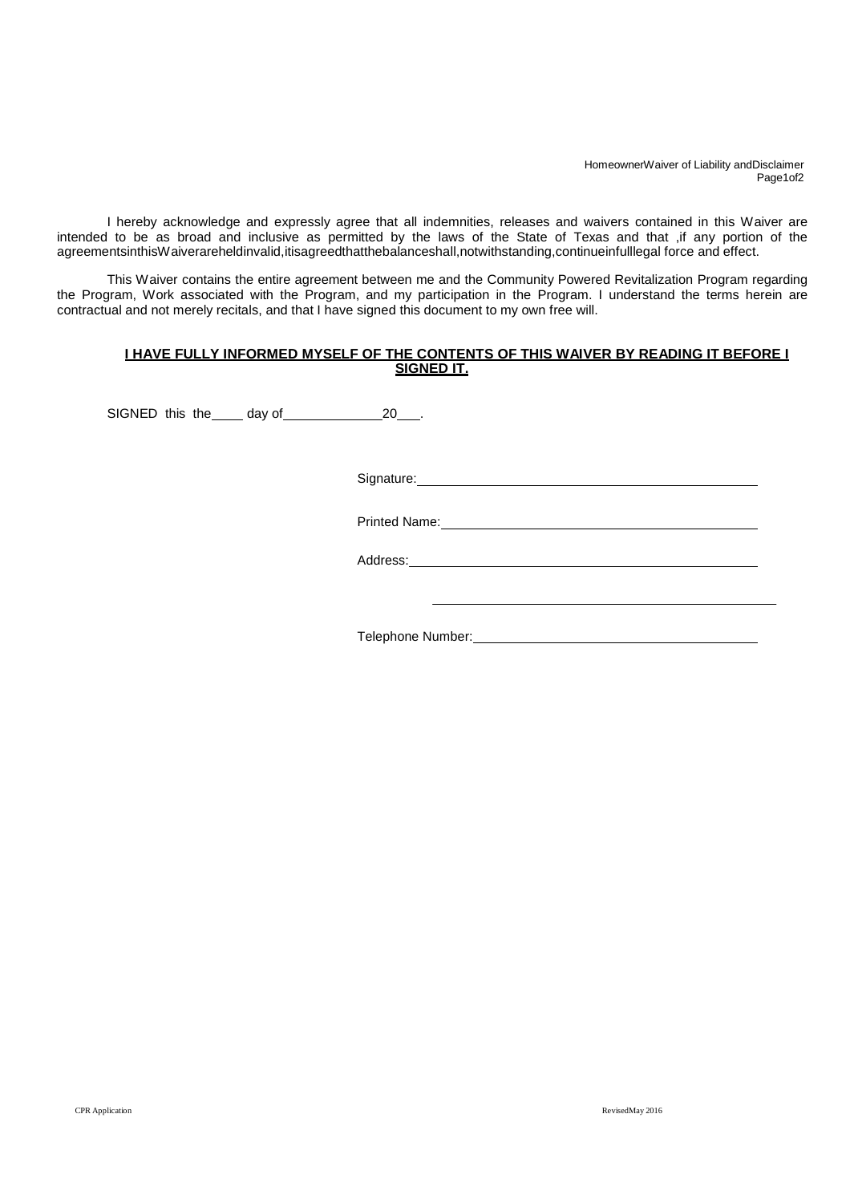I hereby acknowledge and expressly agree that all indemnities, releases and waivers contained in this Waiver are intended to be as broad and inclusive as permitted by the laws of the State of Texas and that ,if any portion of the agreementsinthisWaiverareheldinvalid,itisagreedthatthebalanceshall,notwithstanding,continueinfulllegal force and effect.

This Waiver contains the entire agreement between me and the Community Powered Revitalization Program regarding the Program, Work associated with the Program, and my participation in the Program. I understand the terms herein are contractual and not merely recitals, and that I have signed this document to my own free will.

**I HAVE FULLY INFORMED MYSELF OF THE CONTENTS OF THIS WAIVER BY READING IT BEFORE I SIGNED IT.**

SIGNED this the\_\_\_\_ day of\_\_\_\_\_\_\_\_\_\_\_\_\_20\_\_\_.

Signature:\_\_\_\_\_\_\_\_\_\_\_\_\_\_\_\_\_\_\_\_\_\_\_\_\_\_\_\_\_\_\_\_\_\_\_\_\_\_\_\_

Printed Name:\_\_\_\_\_\_\_\_\_\_\_\_\_\_\_\_\_\_\_\_\_\_\_\_\_\_\_\_\_\_\_\_\_\_\_\_\_\_

Address:\_\_\_\_\_\_\_\_\_\_\_\_\_\_\_\_\_\_\_\_\_\_\_\_\_\_\_\_\_\_\_\_\_\_\_\_\_\_\_\_\_\_

\_\_\_\_\_\_\_\_\_\_\_\_\_\_\_\_\_\_\_\_\_\_\_\_\_\_\_\_\_\_\_\_\_\_\_\_\_\_\_\_\_\_\_\_\_\_

Telephone Number:\_\_\_\_\_\_\_\_\_\_\_\_\_\_\_\_\_\_\_\_\_\_\_\_\_\_\_\_\_\_\_\_\_\_